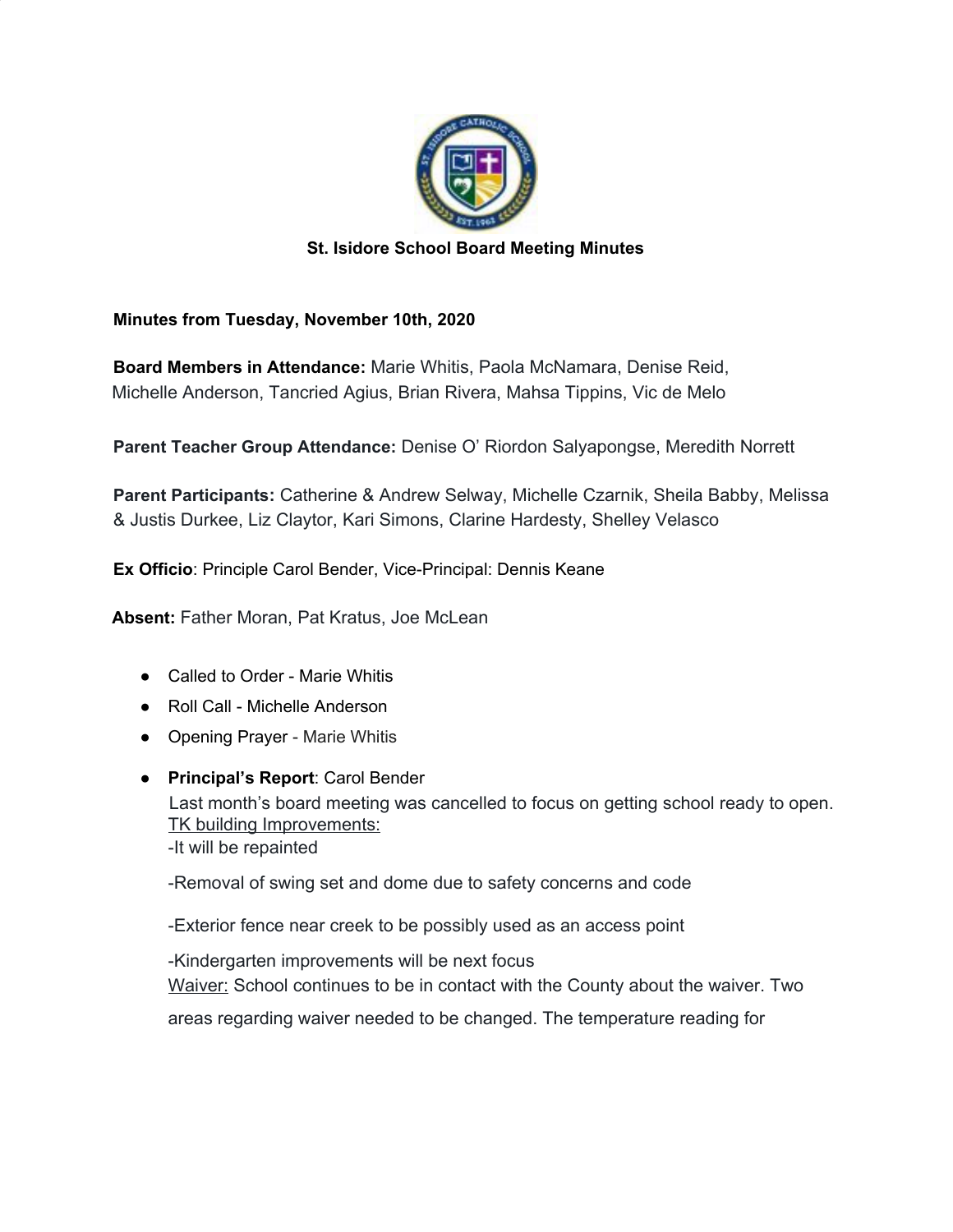# St. Isidore School Board Meeting Minutes

**Minutes from Tuesday, November 10th, 2020**

**Board Members in Attendance:** Marie Whitis, Paola McNamara, Denise Reid, Michelle Anderson, Tancried Agius, Brian Rivera, Mahsa Tippins, Vic de Melo

**Parent Teacher Group Attendance:** Denise O' Riordon Salyapongse, Meredith Norrett

**Parent Participants:** Catherine & Andrew Selway, Michelle Czarnik, Sheila Babby, Melissa & Justis Durkee, Liz Claytor, Kari Simons, Clarine Hardesty, Shelley Velasco

**Ex Officio**: Principle Carol Bender, Vice-Principal: Dennis Keane

**Absent:** Father Moran, Pat Kratus, Joe McLean

- Called to Order - Marie Whitis
- Roll Call - Michelle Anderson
- Opening Prayer - Marie Whitis
- **Principal's Report**: Carol Bender

  Last month's board meeting was cancelled to focus on getting school ready to open.

  TK building Improvements:

  -It will be repainted

  -Removal of swing set and dome due to safety concerns and code

  -Exterior fence near creek to be possibly used as an access point

  -Kindergarten improvements will be next focus

  Waiver: School continues to be in contact with the County about the waiver. Two areas regarding waiver needed to be changed. The temperature reading for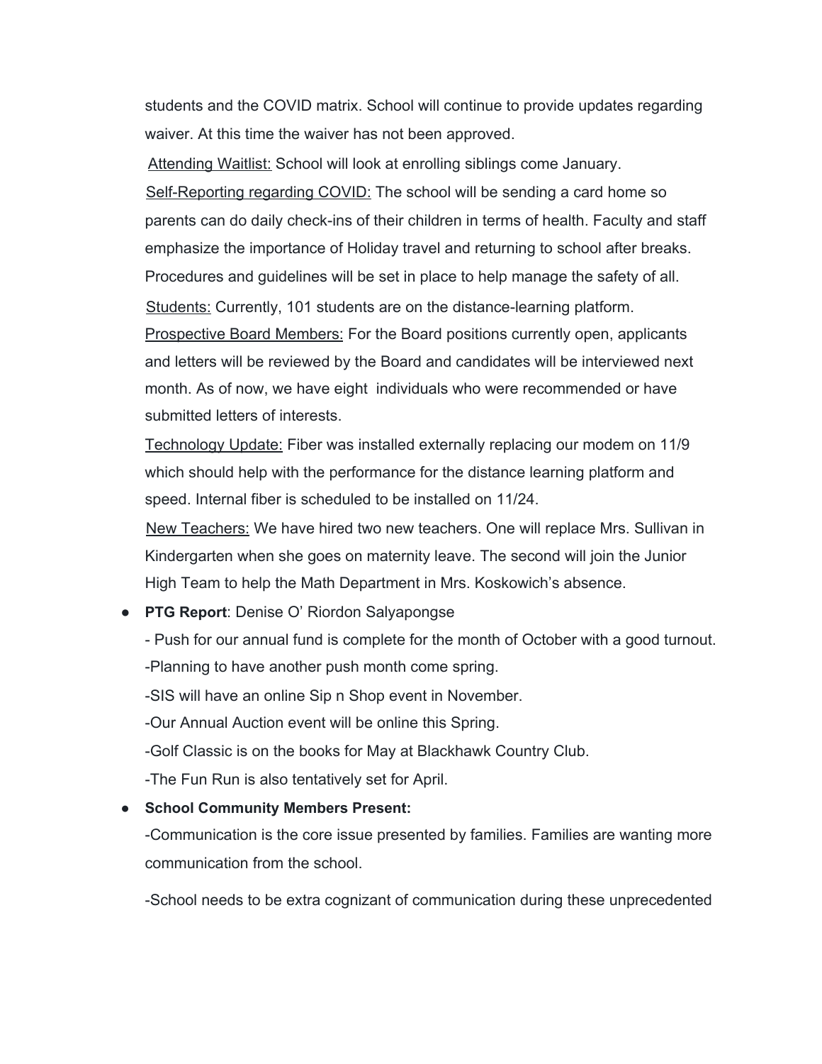students and the COVID matrix. School will continue to provide updates regarding waiver. At this time the waiver has not been approved.

Attending Waitlist: School will look at enrolling siblings come January.

Self-Reporting regarding COVID: The school will be sending a card home so parents can do daily check-ins of their children in terms of health. Faculty and staff emphasize the importance of Holiday travel and returning to school after breaks. Procedures and guidelines will be set in place to help manage the safety of all.

Students: Currently, 101 students are on the distance-learning platform.

Prospective Board Members: For the Board positions currently open, applicants and letters will be reviewed by the Board and candidates will be interviewed next month. As of now, we have eight individuals who were recommended or have submitted letters of interests.

Technology Update: Fiber was installed externally replacing our modem on 11/9 which should help with the performance for the distance learning platform and speed. Internal fiber is scheduled to be installed on 11/24.

New Teachers: We have hired two new teachers. One will replace Mrs. Sullivan in Kindergarten when she goes on maternity leave. The second will join the Junior High Team to help the Math Department in Mrs. Koskowich's absence.

- **PTG Report**: Denise O' Riordon Salyapongse

  - Push for our annual fund is complete for the month of October with a good turnout.

  -Planning to have another push month come spring.

  -SIS will have an online Sip n Shop event in November.

  -Our Annual Auction event will be online this Spring.

  -Golf Classic is on the books for May at Blackhawk Country Club.

  -The Fun Run is also tentatively set for April.

- **School Community Members Present:**

  -Communication is the core issue presented by families. Families are wanting more communication from the school.

  -School needs to be extra cognizant of communication during these unprecedented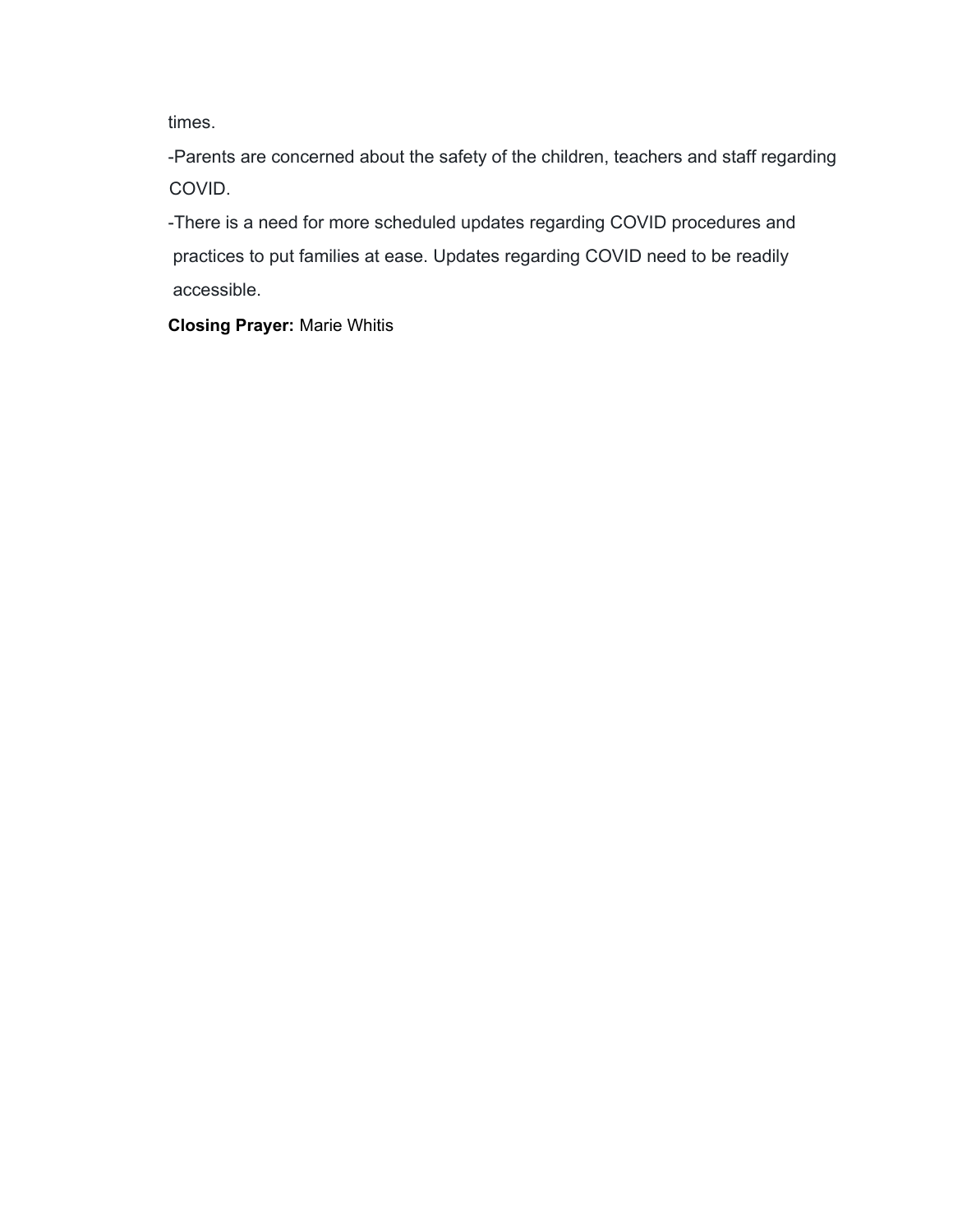times.

-Parents are concerned about the safety of the children, teachers and staff regarding COVID.

-There is a need for more scheduled updates regarding COVID procedures and practices to put families at ease. Updates regarding COVID need to be readily accessible.

**Closing Prayer:** Marie Whitis